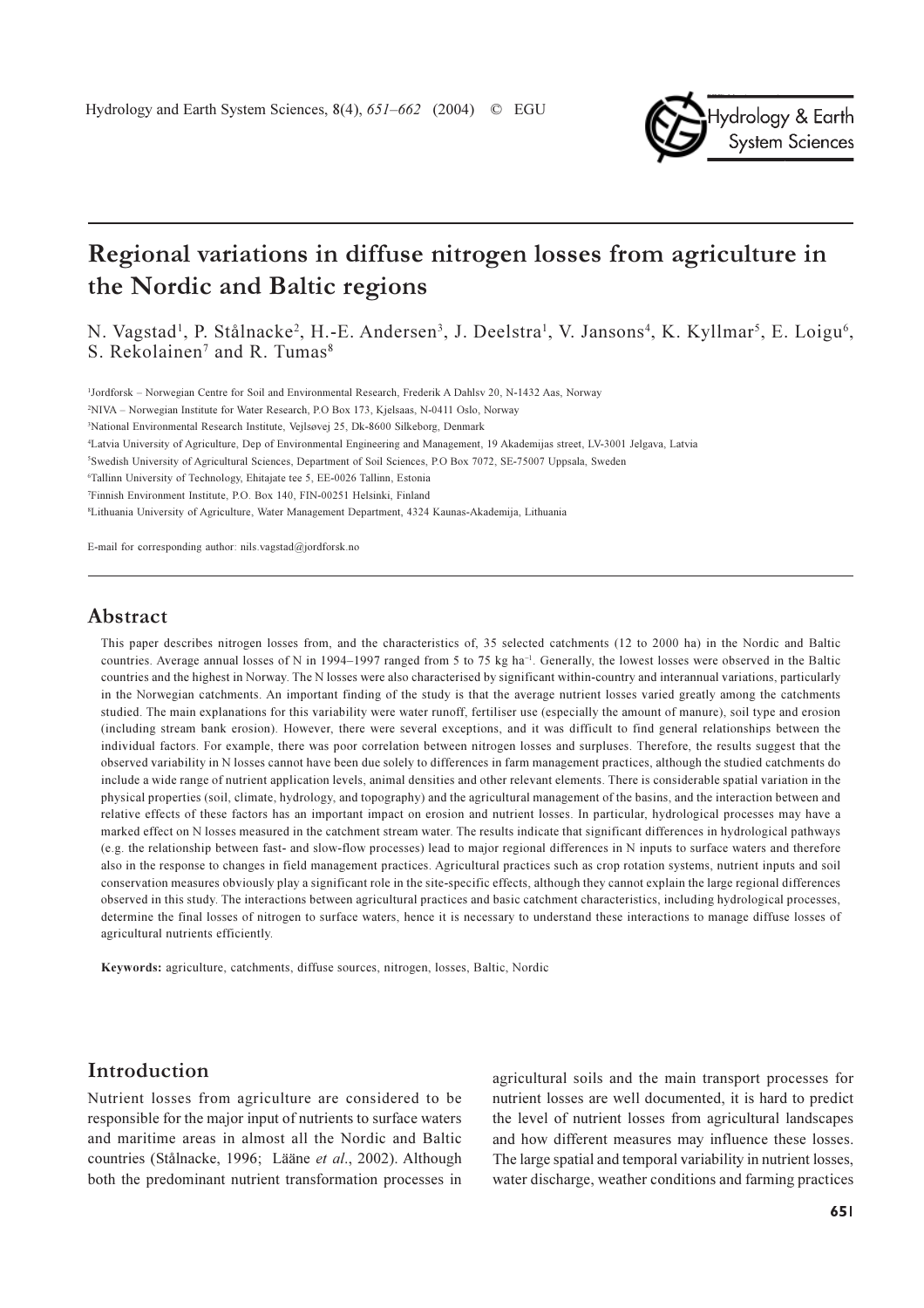# Regional variations in diffuse nitrogen losses from agriculture in the Nordic and Baltic regions

N. Vagstad[1], P. Stålnacke[2], H.-E. Andersen[3], J. Deelstra[1], V. Jansons[4], K. Kyllmar[5], E. Loigu[6], S. Rekolainen[7] and R. Tumas[8]

[1]Jordforsk – Norwegian Centre for Soil and Environmental Research, Frederik A Dahlsv 20, N-1432 Aas, Norway

[2]NIVA – Norwegian Institute for Water Research, P.O Box 173, Kjelsaas, N-0411 Oslo, Norway

[3]National Environmental Research Institute, Vejlsøvej 25, Dk-8600 Silkeborg, Denmark

[4]Latvia University of Agriculture, Dep of Environmental Engineering and Management, 19 Akademijas street, LV-3001 Jelgava, Latvia

[5]Swedish University of Agricultural Sciences, Department of Soil Sciences, P.O Box 7072, SE-75007 Uppsala, Sweden

[6]Tallinn University of Technology, Ehitajate tee 5, EE-0026 Tallinn, Estonia

[7]Finnish Environment Institute, P.O. Box 140, FIN-00251 Helsinki, Finland

[8]Lithuania University of Agriculture, Water Management Department, 4324 Kaunas-Akademija, Lithuania

E-mail for corresponding author: nils.vagstad@jordforsk.no

## Abstract

This paper describes nitrogen losses from, and the characteristics of, 35 selected catchments (12 to 2000 ha) in the Nordic and Baltic countries. Average annual losses of N in 1994–1997 ranged from 5 to 75 kg ha$^{-1}$. Generally, the lowest losses were observed in the Baltic countries and the highest in Norway. The N losses were also characterised by significant within-country and interannual variations, particularly in the Norwegian catchments. An important finding of the study is that the average nutrient losses varied greatly among the catchments studied. The main explanations for this variability were water runoff, fertiliser use (especially the amount of manure), soil type and erosion (including stream bank erosion). However, there were several exceptions, and it was difficult to find general relationships between the individual factors. For example, there was poor correlation between nitrogen losses and surpluses. Therefore, the results suggest that the observed variability in N losses cannot have been due solely to differences in farm management practices, although the studied catchments do include a wide range of nutrient application levels, animal densities and other relevant elements. There is considerable spatial variation in the physical properties (soil, climate, hydrology, and topography) and the agricultural management of the basins, and the interaction between and relative effects of these factors has an important impact on erosion and nutrient losses. In particular, hydrological processes may have a marked effect on N losses measured in the catchment stream water. The results indicate that significant differences in hydrological pathways (e.g. the relationship between fast- and slow-flow processes) lead to major regional differences in N inputs to surface waters and therefore also in the response to changes in field management practices. Agricultural practices such as crop rotation systems, nutrient inputs and soil conservation measures obviously play a significant role in the site-specific effects, although they cannot explain the large regional differences observed in this study. The interactions between agricultural practices and basic catchment characteristics, including hydrological processes, determine the final losses of nitrogen to surface waters, hence it is necessary to understand these interactions to manage diffuse losses of agricultural nutrients efficiently.

**Keywords:** agriculture, catchments, diffuse sources, nitrogen, losses, Baltic, Nordic

## Introduction

Nutrient losses from agriculture are considered to be responsible for the major input of nutrients to surface waters and maritime areas in almost all the Nordic and Baltic countries (Stålnacke, 1996; Lääne *et al*., 2002). Although both the predominant nutrient transformation processes in agricultural soils and the main transport processes for nutrient losses are well documented, it is hard to predict the level of nutrient losses from agricultural landscapes and how different measures may influence these losses. The large spatial and temporal variability in nutrient losses, water discharge, weather conditions and farming practices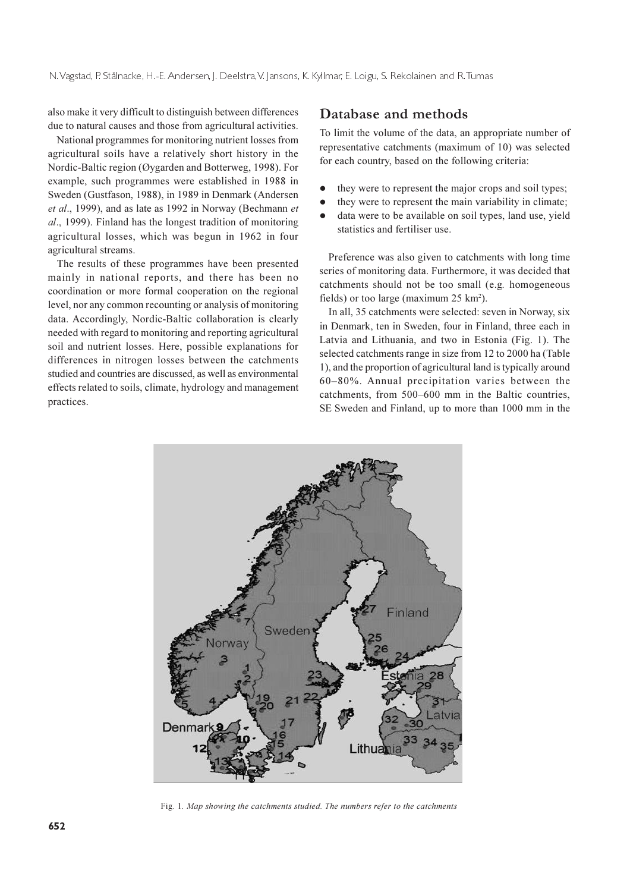also make it very difficult to distinguish between differences due to natural causes and those from agricultural activities.

National programmes for monitoring nutrient losses from agricultural soils have a relatively short history in the Nordic-Baltic region (Øygarden and Botterweg, 1998). For example, such programmes were established in 1988 in Sweden (Gustfason, 1988), in 1989 in Denmark (Andersen *et al*., 1999), and as late as 1992 in Norway (Bechmann *et al*., 1999). Finland has the longest tradition of monitoring agricultural losses, which was begun in 1962 in four agricultural streams.

The results of these programmes have been presented mainly in national reports, and there has been no coordination or more formal cooperation on the regional level, nor any common recounting or analysis of monitoring data. Accordingly, Nordic-Baltic collaboration is clearly needed with regard to monitoring and reporting agricultural soil and nutrient losses. Here, possible explanations for differences in nitrogen losses between the catchments studied and countries are discussed, as well as environmental effects related to soils, climate, hydrology and management practices.

## Database and methods

To limit the volume of the data, an appropriate number of representative catchments (maximum of 10) was selected for each country, based on the following criteria:

- they were to represent the major crops and soil types;
- they were to represent the main variability in climate;
- data were to be available on soil types, land use, yield statistics and fertiliser use.

Preference was also given to catchments with long time series of monitoring data. Furthermore, it was decided that catchments should not be too small (e.g. homogeneous fields) or too large (maximum 25 km$^2$).

In all, 35 catchments were selected: seven in Norway, six in Denmark, ten in Sweden, four in Finland, three each in Latvia and Lithuania, and two in Estonia (Fig. 1). The selected catchments range in size from 12 to 2000 ha (Table 1), and the proportion of agricultural land is typically around 60–80%. Annual precipitation varies between the catchments, from 500–600 mm in the Baltic countries, SE Sweden and Finland, up to more than 1000 mm in the

Fig. 1. *Map showing the catchments studied. The numbers refer to the catchments*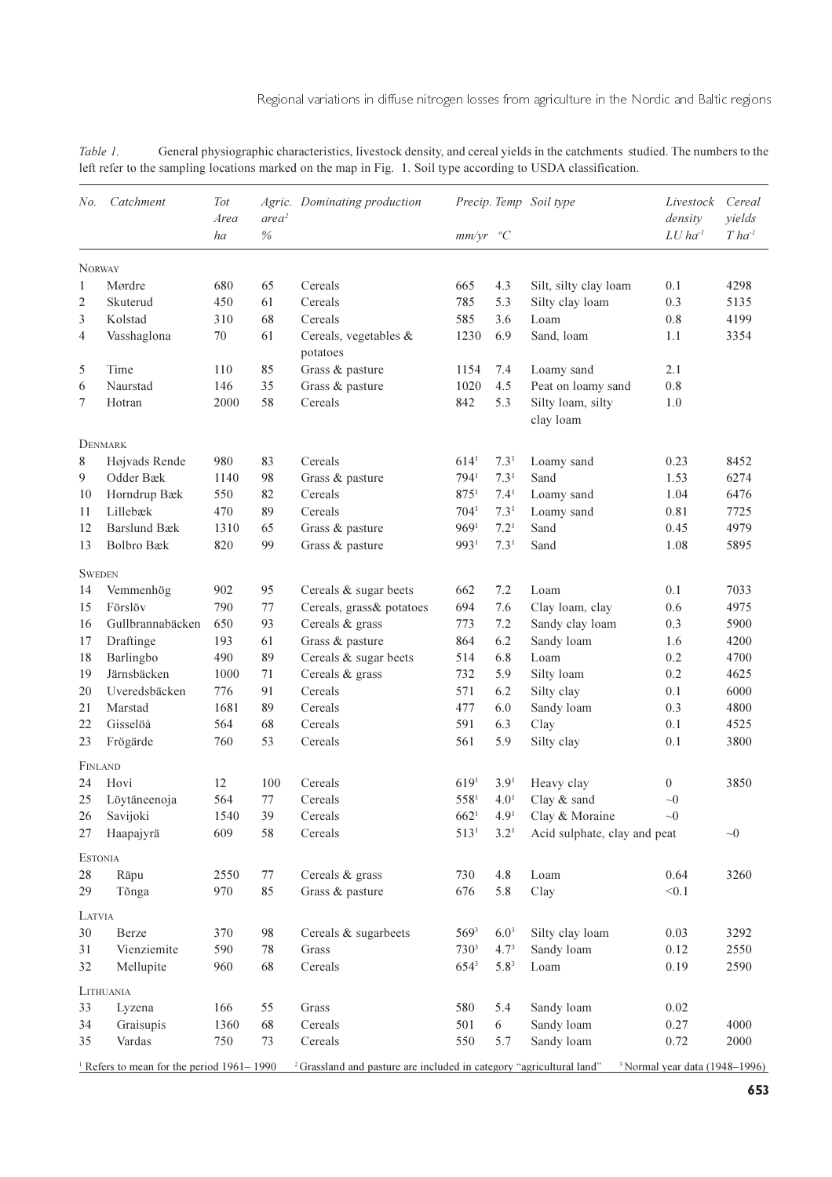*Table 1.* General physiographic characteristics, livestock density, and cereal yields in the catchments studied. The numbers to the left refer to the sampling locations marked on the map in Fig. 1. Soil type according to USDA classification.

| No. | Catchment | Tot Area ha | Agric. area[2] % | Dominating production | Precip. mm/yr | Temp °C | Soil type | Livestock density $LU\ ha^{-1}$ | Cereal yields $T\ ha^{-1}$ |
|---|---|---|---|---|---|---|---|---|---|
| NORWAY | | | | | | | | | |
| 1 | Mørdre | 680 | 65 | Cereals | 665 | 4.3 | Silt, silty clay loam | 0.1 | 4298 |
| 2 | Skuterud | 450 | 61 | Cereals | 785 | 5.3 | Silty clay loam | 0.3 | 5135 |
| 3 | Kolstad | 310 | 68 | Cereals | 585 | 3.6 | Loam | 0.8 | 4199 |
| 4 | Vasshaglona | 70 | 61 | Cereals, vegetables & potatoes | 1230 | 6.9 | Sand, loam | 1.1 | 3354 |
| 5 | Time | 110 | 85 | Grass & pasture | 1154 | 7.4 | Loamy sand | 2.1 | |
| 6 | Naurstad | 146 | 35 | Grass & pasture | 1020 | 4.5 | Peat on loamy sand | 0.8 | |
| 7 | Hotran | 2000 | 58 | Cereals | 842 | 5.3 | Silty loam, silty clay loam | 1.0 | |
| DENMARK | | | | | | | | | |
| 8 | Højvads Rende | 980 | 83 | Cereals | 614[1] | 7.3[1] | Loamy sand | 0.23 | 8452 |
| 9 | Odder Bæk | 1140 | 98 | Grass & pasture | 794[1] | 7.3[1] | Sand | 1.53 | 6274 |
| 10 | Horndrup Bæk | 550 | 82 | Cereals | 875[1] | 7.4[1] | Loamy sand | 1.04 | 6476 |
| 11 | Lillebæk | 470 | 89 | Cereals | 704[1] | 7.3[1] | Loamy sand | 0.81 | 7725 |
| 12 | Barslund Bæk | 1310 | 65 | Grass & pasture | 969[1] | 7.2[1] | Sand | 0.45 | 4979 |
| 13 | Bolbro Bæk | 820 | 99 | Grass & pasture | 993[1] | 7.3[1] | Sand | 1.08 | 5895 |
| SWEDEN | | | | | | | | | |
| 14 | Vemmenhög | 902 | 95 | Cereals & sugar beets | 662 | 7.2 | Loam | 0.1 | 7033 |
| 15 | Förslöv | 790 | 77 | Cereals, grass& potatoes | 694 | 7.6 | Clay loam, clay | 0.6 | 4975 |
| 16 | Gullbrannabäcken | 650 | 93 | Cereals & grass | 773 | 7.2 | Sandy clay loam | 0.3 | 5900 |
| 17 | Draftinge | 193 | 61 | Grass & pasture | 864 | 6.2 | Sandy loam | 1.6 | 4200 |
| 18 | Barlingbo | 490 | 89 | Cereals & sugar beets | 514 | 6.8 | Loam | 0.2 | 4700 |
| 19 | Järnsbäcken | 1000 | 71 | Cereals & grass | 732 | 5.9 | Silty loam | 0.2 | 4625 |
| 20 | Uveredsbäcken | 776 | 91 | Cereals | 571 | 6.2 | Silty clay | 0.1 | 6000 |
| 21 | Marstad | 1681 | 89 | Cereals | 477 | 6.0 | Sandy loam | 0.3 | 4800 |
| 22 | Gisselöå | 564 | 68 | Cereals | 591 | 6.3 | Clay | 0.1 | 4525 |
| 23 | Frögärde | 760 | 53 | Cereals | 561 | 5.9 | Silty clay | 0.1 | 3800 |
| FINLAND | | | | | | | | | |
| 24 | Hovi | 12 | 100 | Cereals | 619[1] | 3.9[1] | Heavy clay | 0 | 3850 |
| 25 | Löytäneenoja | 564 | 77 | Cereals | 558[1] | 4.0[1] | Clay & sand | ~0 | |
| 26 | Savijoki | 1540 | 39 | Cereals | 662[1] | 4.9[1] | Clay & Moraine | ~0 | |
| 27 | Haapajyrä | 609 | 58 | Cereals | 513[1] | 3.2[1] | Acid sulphate, clay and peat | ~0 | |
| ESTONIA | | | | | | | | | |
| 28 | Räpu | 2550 | 77 | Cereals & grass | 730 | 4.8 | Loam | 0.64 | 3260 |
| 29 | Tõnga | 970 | 85 | Grass & pasture | 676 | 5.8 | Clay | <0.1 | |
| LATVIA | | | | | | | | | |
| 30 | Berze | 370 | 98 | Cereals & sugarbeets | 569[3] | 6.0[3] | Silty clay loam | 0.03 | 3292 |
| 31 | Vienziemite | 590 | 78 | Grass | 730[3] | 4.7[3] | Sandy loam | 0.12 | 2550 |
| 32 | Mellupite | 960 | 68 | Cereals | 654[3] | 5.8[3] | Loam | 0.19 | 2590 |
| LITHUANIA | | | | | | | | | |
| 33 | Lyzena | 166 | 55 | Grass | 580 | 5.4 | Sandy loam | 0.02 | |
| 34 | Graisupis | 1360 | 68 | Cereals | 501 | 6 | Sandy loam | 0.27 | 4000 |
| 35 | Vardas | 750 | 73 | Cereals | 550 | 5.7 | Sandy loam | 0.72 | 2000 |

[1] Refers to mean for the period 1961– 1990 [2] Grassland and pasture are included in category "agricultural land" [3] Normal year data (1948–1996)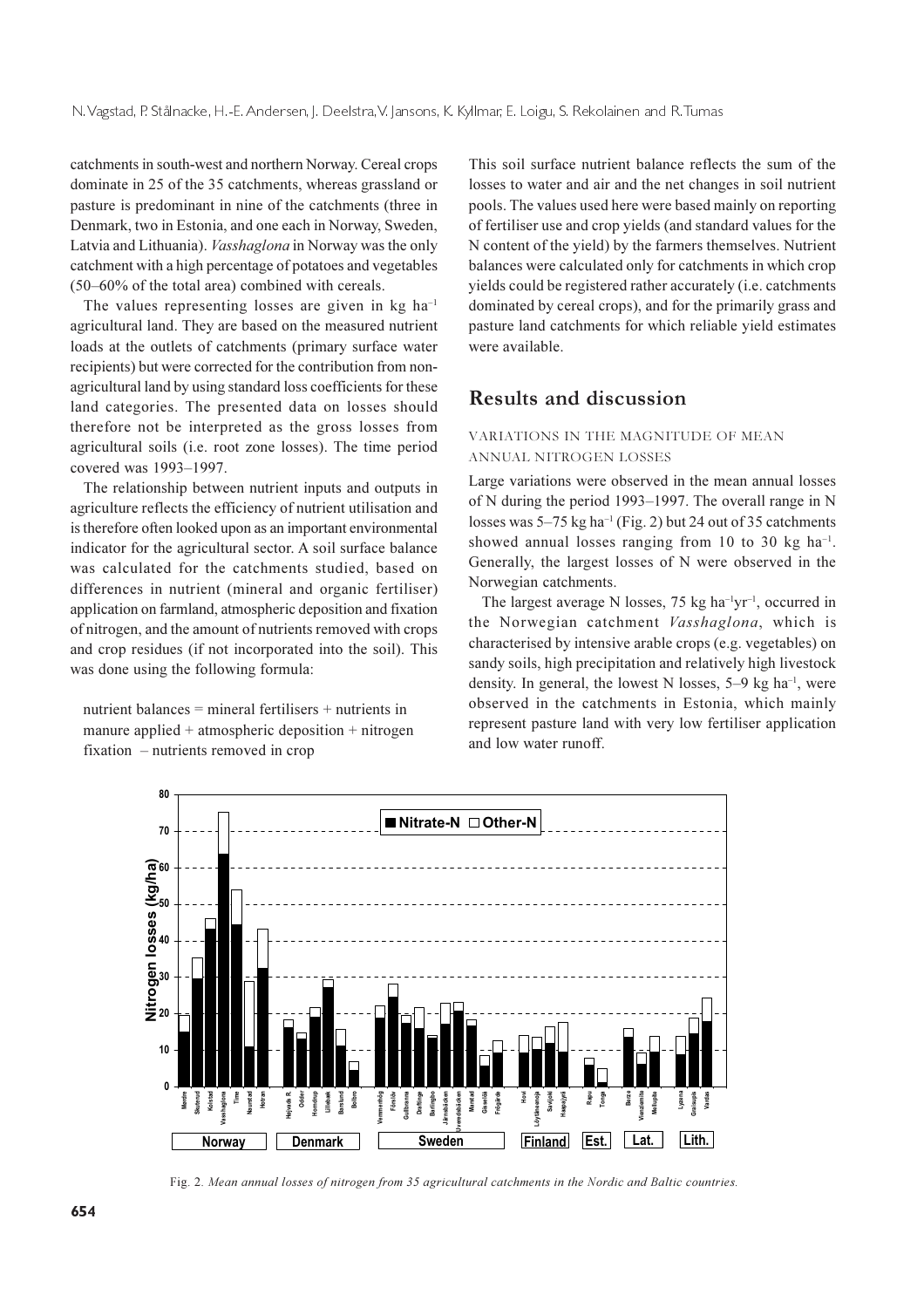catchments in south-west and northern Norway. Cereal crops dominate in 25 of the 35 catchments, whereas grassland or pasture is predominant in nine of the catchments (three in Denmark, two in Estonia, and one each in Norway, Sweden, Latvia and Lithuania). *Vasshaglona* in Norway was the only catchment with a high percentage of potatoes and vegetables (50–60% of the total area) combined with cereals.

The values representing losses are given in kg ha$^{-1}$ agricultural land. They are based on the measured nutrient loads at the outlets of catchments (primary surface water recipients) but were corrected for the contribution from non-agricultural land by using standard loss coefficients for these land categories. The presented data on losses should therefore not be interpreted as the gross losses from agricultural soils (i.e. root zone losses). The time period covered was 1993–1997.

The relationship between nutrient inputs and outputs in agriculture reflects the efficiency of nutrient utilisation and is therefore often looked upon as an important environmental indicator for the agricultural sector. A soil surface balance was calculated for the catchments studied, based on differences in nutrient (mineral and organic fertiliser) application on farmland, atmospheric deposition and fixation of nitrogen, and the amount of nutrients removed with crops and crop residues (if not incorporated into the soil). This was done using the following formula:

nutrient balances = mineral fertilisers + nutrients in manure applied + atmospheric deposition + nitrogen fixation – nutrients removed in crop

This soil surface nutrient balance reflects the sum of the losses to water and air and the net changes in soil nutrient pools. The values used here were based mainly on reporting of fertiliser use and crop yields (and standard values for the N content of the yield) by the farmers themselves. Nutrient balances were calculated only for catchments in which crop yields could be registered rather accurately (i.e. catchments dominated by cereal crops), and for the primarily grass and pasture land catchments for which reliable yield estimates were available.

## Results and discussion

### VARIATIONS IN THE MAGNITUDE OF MEAN ANNUAL NITROGEN LOSSES

Large variations were observed in the mean annual losses of N during the period 1993–1997. The overall range in N losses was 5–75 kg ha$^{-1}$ (Fig. 2) but 24 out of 35 catchments showed annual losses ranging from 10 to 30 kg ha$^{-1}$. Generally, the largest losses of N were observed in the Norwegian catchments.

The largest average N losses, 75 kg ha$^{-1}$yr$^{-1}$, occurred in the Norwegian catchment *Vasshaglona*, which is characterised by intensive arable crops (e.g. vegetables) on sandy soils, high precipitation and relatively high livestock density. In general, the lowest N losses, 5–9 kg ha$^{-1}$, were observed in the catchments in Estonia, which mainly represent pasture land with very low fertiliser application and low water runoff.

Nitrogen losses (kg/ha)
0 10 20 30 40 50 60 70 80
Nitrate-N Other-N
Mørdre Skuterud Kolstad Vasshaglona Time Naurstad Hotran
Højvads R. Odder Horndrup Lillebæk Borslund Bolbro
Vemmenhög Förslöv Gullbranna Dalfinge Barlingbo Järnebäcken Uvenebäcken Mariedal Gisselöö Frögärde
Hovi Löytäneenoja Savijoki Haapajyrä
Rapu Tomga
Berze Vienziemite Mellupite
Lyzena Graisupis Vardas
Norway Denmark Sweden Finland Est. Lat. Lith.

Fig. 2. *Mean annual losses of nitrogen from 35 agricultural catchments in the Nordic and Baltic countries.*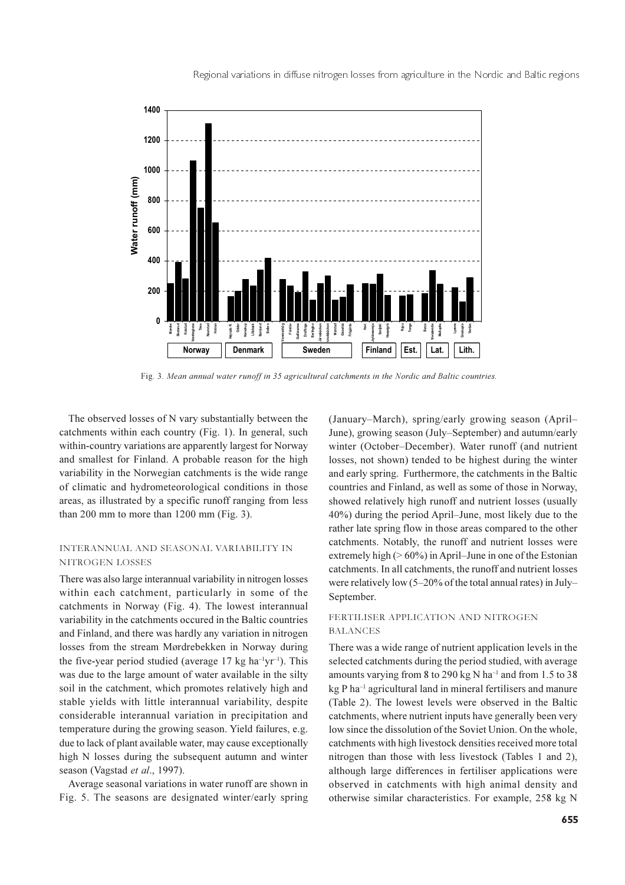1400
1200
1000
800
600
400
200
0

Water runoff (mm)

Mørdre
Skuterud
Kolstad
Vasshaglona
Time
Naurstad
Hotran
Højvads R.
Odder
Horndrup
Lillebæk
Bolbro
Bjerklund
Vemmenhög
Fårebo
Gullåsmossa
Tofflinge
Bårbaghn
Järnebäcken
Snebbäcken
Mienstad
Glosbäck
Frögärde
Savi
Löytäneenoja
Sinijärvi
Hauapajoki
Rägu
Tenge
Berze
Vienterrate
Bulksdie
Lyrovo
Graisupis
Vardas

Norway | Denmark | Sweden | Finland | Est. | Lat. | Lith.

Fig. 3. *Mean annual water runoff in 35 agricultural catchments in the Nordic and Baltic countries.*

The observed losses of N vary substantially between the catchments within each country (Fig. 1). In general, such within-country variations are apparently largest for Norway and smallest for Finland. A probable reason for the high variability in the Norwegian catchments is the wide range of climatic and hydrometeorological conditions in those areas, as illustrated by a specific runoff ranging from less than 200 mm to more than 1200 mm (Fig. 3).

## INTERANNUAL AND SEASONAL VARIABILITY IN NITROGEN LOSSES

There was also large interannual variability in nitrogen losses within each catchment, particularly in some of the catchments in Norway (Fig. 4). The lowest interannual variability in the catchments occured in the Baltic countries and Finland, and there was hardly any variation in nitrogen losses from the stream Mørdrebekken in Norway during the five-year period studied (average 17 kg ha$^{-1}$yr$^{-1}$). This was due to the large amount of water available in the silty soil in the catchment, which promotes relatively high and stable yields with little interannual variability, despite considerable interannual variation in precipitation and temperature during the growing season. Yield failures, e.g. due to lack of plant available water, may cause exceptionally high N losses during the subsequent autumn and winter season (Vagstad *et al*., 1997).

Average seasonal variations in water runoff are shown in Fig. 5. The seasons are designated winter/early spring (January–March), spring/early growing season (April–June), growing season (July–September) and autumn/early winter (October–December). Water runoff (and nutrient losses, not shown) tended to be highest during the winter and early spring. Furthermore, the catchments in the Baltic countries and Finland, as well as some of those in Norway, showed relatively high runoff and nutrient losses (usually 40%) during the period April–June, most likely due to the rather late spring flow in those areas compared to the other catchments. Notably, the runoff and nutrient losses were extremely high (> 60%) in April–June in one of the Estonian catchments. In all catchments, the runoff and nutrient losses were relatively low (5–20% of the total annual rates) in July–September.

## FERTILISER APPLICATION AND NITROGEN BALANCES

There was a wide range of nutrient application levels in the selected catchments during the period studied, with average amounts varying from 8 to 290 kg N ha$^{-1}$ and from 1.5 to 38 kg P ha$^{-1}$ agricultural land in mineral fertilisers and manure (Table 2). The lowest levels were observed in the Baltic catchments, where nutrient inputs have generally been very low since the dissolution of the Soviet Union. On the whole, catchments with high livestock densities received more total nitrogen than those with less livestock (Tables 1 and 2), although large differences in fertiliser applications were observed in catchments with high animal density and otherwise similar characteristics. For example, 258 kg N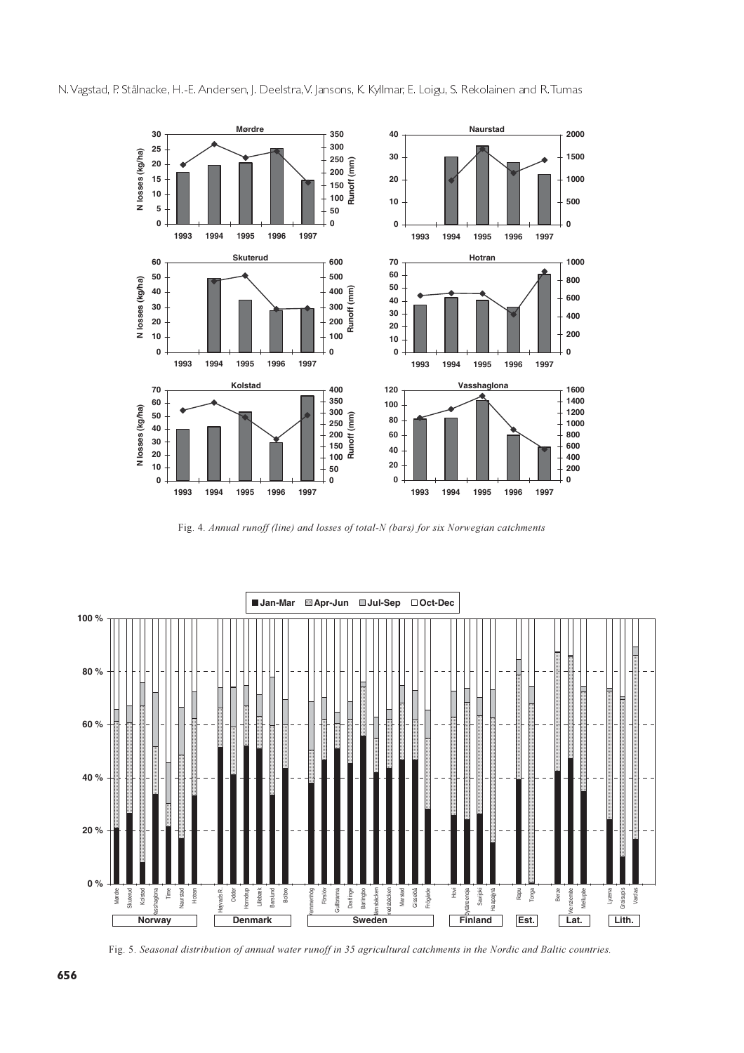Mørdre

N losses (kg/ha)

Runoff (mm)

30 25 20 15 10 5 0

350 300 250 200 150 100 50 0

1993 1994 1995 1996 1997

Naurstad

40 30 20 10 0

2000 1500 1000 500 0

1993 1994 1995 1996 1997

Skuterud

N losses (kg/ha)

Runoff (mm)

60 50 40 30 20 10 0

600 500 400 300 200 100 0

1993 1994 1995 1996 1997

Hotran

70 60 50 40 30 20 10 0

1000 800 600 400 200 0

1993 1994 1995 1996 1997

Kolstad

N losses (kg/ha)

Runoff (mm)

70 60 50 40 30 20 10 0

400 350 300 250 200 150 100 50 0

1993 1994 1995 1996 1997

Vasshaglona

120 100 80 60 40 20 0

1600 1400 1200 1000 800 600 400 200 0

1993 1994 1995 1996 1997

Fig. 4. *Annual runoff (line) and losses of total-N (bars) for six Norwegian catchments*

■Jan-Mar ▨Apr-Jun ▨Jul-Sep □Oct-Dec

100 % 80 % 60 % 40 % 20 % 0 %

Mørdre Skuterud Kolstad Vasshaglona Time Naurstad Hotran

Højvads R. Odder Horndrup Lillebæk Barslund Bolbro

Emmenhög Försöv Gullbranna Dalinge Bärlingbo Lärmsbäcken Hestsbäcken Mørstad Gissalå Frogärde

Hovi Yläneenoja Savijoki Haapajyrä

Rapu Tonga

Berze Vienziemite Mellupite

Lyzena Graisupis Vardas

Norway Denmark Sweden Finland Est. Lat. Lith.

Fig. 5. *Seasonal distribution of annual water runoff in 35 agricultural catchments in the Nordic and Baltic countries.*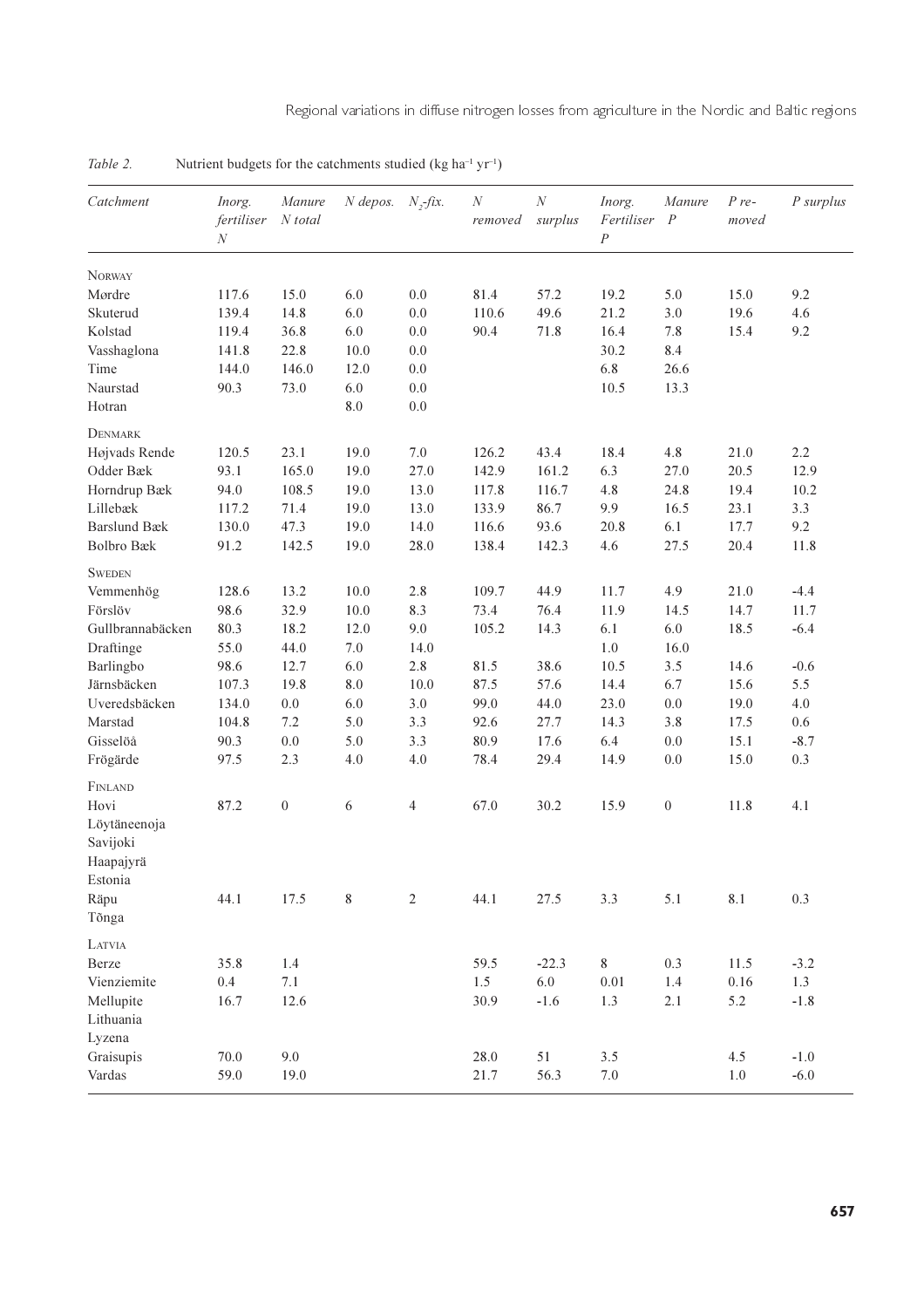*Table 2.* Nutrient budgets for the catchments studied (kg ha$^{-1}$ yr$^{-1}$)

| *Catchment* | *Inorg. fertiliser N* | *Manure N total* | *N depos.* | *$N_2$-fix.* | *N removed* | *N surplus* | *Inorg. Fertiliser P* | *Manure P* | *P re-moved* | *P surplus* |
|---|---|---|---|---|---|---|---|---|---|---|
| NORWAY | | | | | | | | | | |
| Mørdre | 117.6 | 15.0 | 6.0 | 0.0 | 81.4 | 57.2 | 19.2 | 5.0 | 15.0 | 9.2 |
| Skuterud | 139.4 | 14.8 | 6.0 | 0.0 | 110.6 | 49.6 | 21.2 | 3.0 | 19.6 | 4.6 |
| Kolstad | 119.4 | 36.8 | 6.0 | 0.0 | 90.4 | 71.8 | 16.4 | 7.8 | 15.4 | 9.2 |
| Vasshaglona | 141.8 | 22.8 | 10.0 | 0.0 | | | 30.2 | 8.4 | | |
| Time | 144.0 | 146.0 | 12.0 | 0.0 | | | 6.8 | 26.6 | | |
| Naurstad | 90.3 | 73.0 | 6.0 | 0.0 | | | 10.5 | 13.3 | | |
| Hotran | | | 8.0 | 0.0 | | | | | | |
| DENMARK | | | | | | | | | | |
| Højvads Rende | 120.5 | 23.1 | 19.0 | 7.0 | 126.2 | 43.4 | 18.4 | 4.8 | 21.0 | 2.2 |
| Odder Bæk | 93.1 | 165.0 | 19.0 | 27.0 | 142.9 | 161.2 | 6.3 | 27.0 | 20.5 | 12.9 |
| Horndrup Bæk | 94.0 | 108.5 | 19.0 | 13.0 | 117.8 | 116.7 | 4.8 | 24.8 | 19.4 | 10.2 |
| Lillebæk | 117.2 | 71.4 | 19.0 | 13.0 | 133.9 | 86.7 | 9.9 | 16.5 | 23.1 | 3.3 |
| Barslund Bæk | 130.0 | 47.3 | 19.0 | 14.0 | 116.6 | 93.6 | 20.8 | 6.1 | 17.7 | 9.2 |
| Bolbro Bæk | 91.2 | 142.5 | 19.0 | 28.0 | 138.4 | 142.3 | 4.6 | 27.5 | 20.4 | 11.8 |
| SWEDEN | | | | | | | | | | |
| Vemmenhög | 128.6 | 13.2 | 10.0 | 2.8 | 109.7 | 44.9 | 11.7 | 4.9 | 21.0 | -4.4 |
| Förslöv | 98.6 | 32.9 | 10.0 | 8.3 | 73.4 | 76.4 | 11.9 | 14.5 | 14.7 | 11.7 |
| Gullbrannabäcken | 80.3 | 18.2 | 12.0 | 9.0 | 105.2 | 14.3 | 6.1 | 6.0 | 18.5 | -6.4 |
| Draftinge | 55.0 | 44.0 | 7.0 | 14.0 | | | 1.0 | 16.0 | | |
| Barlingbo | 98.6 | 12.7 | 6.0 | 2.8 | 81.5 | 38.6 | 10.5 | 3.5 | 14.6 | -0.6 |
| Järnsbäcken | 107.3 | 19.8 | 8.0 | 10.0 | 87.5 | 57.6 | 14.4 | 6.7 | 15.6 | 5.5 |
| Uveredsbäcken | 134.0 | 0.0 | 6.0 | 3.0 | 99.0 | 44.0 | 23.0 | 0.0 | 19.0 | 4.0 |
| Marstad | 104.8 | 7.2 | 5.0 | 3.3 | 92.6 | 27.7 | 14.3 | 3.8 | 17.5 | 0.6 |
| Gisselöå | 90.3 | 0.0 | 5.0 | 3.3 | 80.9 | 17.6 | 6.4 | 0.0 | 15.1 | -8.7 |
| Frögärde | 97.5 | 2.3 | 4.0 | 4.0 | 78.4 | 29.4 | 14.9 | 0.0 | 15.0 | 0.3 |
| FINLAND | | | | | | | | | | |
| Hovi | 87.2 | 0 | 6 | 4 | 67.0 | 30.2 | 15.9 | 0 | 11.8 | 4.1 |
| Löytäneenoja | | | | | | | | | | |
| Savijoki | | | | | | | | | | |
| Haapajyrä | | | | | | | | | | |
| Estonia | | | | | | | | | | |
| Räpu | 44.1 | 17.5 | 8 | 2 | 44.1 | 27.5 | 3.3 | 5.1 | 8.1 | 0.3 |
| Tõnga | | | | | | | | | | |
| LATVIA | | | | | | | | | | |
| Berze | 35.8 | 1.4 | | | 59.5 | -22.3 | 8 | 0.3 | 11.5 | -3.2 |
| Vienziemite | 0.4 | 7.1 | | | 1.5 | 6.0 | 0.01 | 1.4 | 0.16 | 1.3 |
| Mellupite | 16.7 | 12.6 | | | 30.9 | -1.6 | 1.3 | 2.1 | 5.2 | -1.8 |
| Lithuania | | | | | | | | | | |
| Lyzena | | | | | | | | | | |
| Graisupis | 70.0 | 9.0 | | | 28.0 | 51 | 3.5 | | 4.5 | -1.0 |
| Vardas | 59.0 | 19.0 | | | 21.7 | 56.3 | 7.0 | | 1.0 | -6.0 |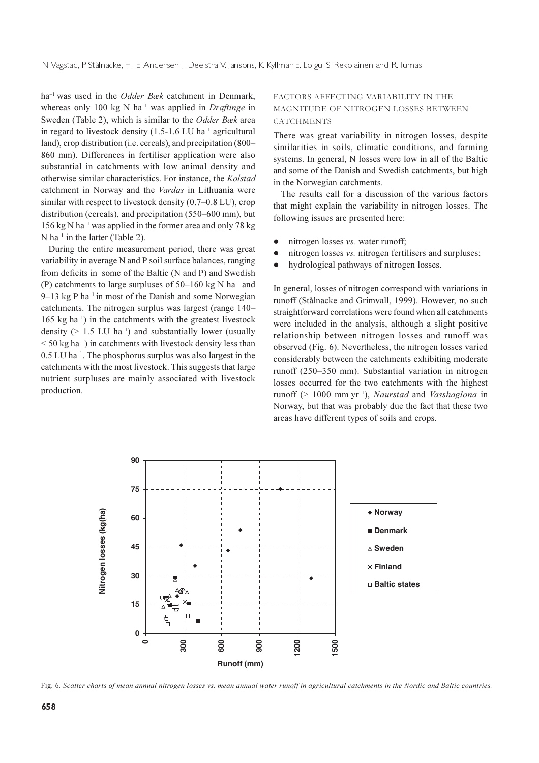ha$^{-1}$ was used in the *Odder Bæk* catchment in Denmark, whereas only 100 kg N ha$^{-1}$ was applied in *Draftinge* in Sweden (Table 2), which is similar to the *Odder Bæk* area in regard to livestock density (1.5-1.6 LU ha$^{-1}$ agricultural land), crop distribution (i.e. cereals), and precipitation (800–860 mm). Differences in fertiliser application were also substantial in catchments with low animal density and otherwise similar characteristics. For instance, the *Kolstad* catchment in Norway and the *Vardas* in Lithuania were similar with respect to livestock density (0.7–0.8 LU), crop distribution (cereals), and precipitation (550–600 mm), but 156 kg N ha$^{-1}$ was applied in the former area and only 78 kg N ha$^{-1}$ in the latter (Table 2).

During the entire measurement period, there was great variability in average N and P soil surface balances, ranging from deficits in some of the Baltic (N and P) and Swedish (P) catchments to large surpluses of 50–160 kg N ha$^{-1}$ and 9–13 kg P ha$^{-1}$ in most of the Danish and some Norwegian catchments. The nitrogen surplus was largest (range 140–165 kg ha$^{-1}$) in the catchments with the greatest livestock density (> 1.5 LU ha$^{-1}$) and substantially lower (usually < 50 kg ha$^{-1}$) in catchments with livestock density less than 0.5 LU ha$^{-1}$. The phosphorus surplus was also largest in the catchments with the most livestock. This suggests that large nutrient surpluses are mainly associated with livestock production.

## FACTORS AFFECTING VARIABILITY IN THE MAGNITUDE OF NITROGEN LOSSES BETWEEN CATCHMENTS

There was great variability in nitrogen losses, despite similarities in soils, climatic conditions, and farming systems. In general, N losses were low in all of the Baltic and some of the Danish and Swedish catchments, but high in the Norwegian catchments.

The results call for a discussion of the various factors that might explain the variability in nitrogen losses. The following issues are presented here:

- nitrogen losses *vs.* water runoff;
- nitrogen losses *vs.* nitrogen fertilisers and surpluses;
- hydrological pathways of nitrogen losses.

In general, losses of nitrogen correspond with variations in runoff (Stålnacke and Grimvall, 1999). However, no such straightforward correlations were found when all catchments were included in the analysis, although a slight positive relationship between nitrogen losses and runoff was observed (Fig. 6). Nevertheless, the nitrogen losses varied considerably between the catchments exhibiting moderate runoff (250–350 mm). Substantial variation in nitrogen losses occurred for the two catchments with the highest runoff (> 1000 mm yr$^{-1}$), *Naurstad* and *Vasshaglona* in Norway, but that was probably due the fact that these two areas have different types of soils and crops.

Nitrogen losses (kg(ha)
0
15
30
45
60
75
90
Runoff (mm)
0
300
600
900
1200
1500
Norway
Denmark
Sweden
Finland
Baltic states

Fig. 6. *Scatter charts of mean annual nitrogen losses vs. mean annual water runoff in agricultural catchments in the Nordic and Baltic countries.*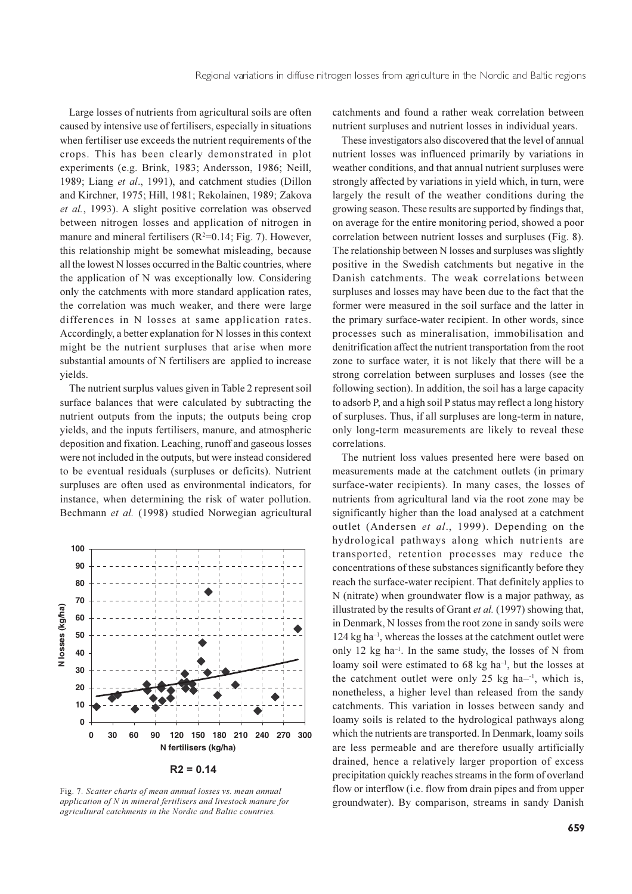Large losses of nutrients from agricultural soils are often caused by intensive use of fertilisers, especially in situations when fertiliser use exceeds the nutrient requirements of the crops. This has been clearly demonstrated in plot experiments (e.g. Brink, 1983; Andersson, 1986; Neill, 1989; Liang *et al*., 1991), and catchment studies (Dillon and Kirchner, 1975; Hill, 1981; Rekolainen, 1989; Zakova *et al.*, 1993). A slight positive correlation was observed between nitrogen losses and application of nitrogen in manure and mineral fertilisers ($R^2$=0.14; Fig. 7). However, this relationship might be somewhat misleading, because all the lowest N losses occurred in the Baltic countries, where the application of N was exceptionally low. Considering only the catchments with more standard application rates, the correlation was much weaker, and there were large differences in N losses at same application rates. Accordingly, a better explanation for N losses in this context might be the nutrient surpluses that arise when more substantial amounts of N fertilisers are applied to increase yields.

The nutrient surplus values given in Table 2 represent soil surface balances that were calculated by subtracting the nutrient outputs from the inputs; the outputs being crop yields, and the inputs fertilisers, manure, and atmospheric deposition and fixation. Leaching, runoff and gaseous losses were not included in the outputs, but were instead considered to be eventual residuals (surpluses or deficits). Nutrient surpluses are often used as environmental indicators, for instance, when determining the risk of water pollution. Bechmann *et al.* (1998) studied Norwegian agricultural

N losses (kg/ha)
100
90
80
70
60
50
40
30
20
10
0
0 30 60 90 120 150 180 210 240 270 300
N fertilisers (kg/ha)

R2 = 0.14

Fig. 7. *Scatter charts of mean annual losses vs. mean annual application of N in mineral fertilisers and livestock manure for agricultural catchments in the Nordic and Baltic countries.*

catchments and found a rather weak correlation between nutrient surpluses and nutrient losses in individual years.

These investigators also discovered that the level of annual nutrient losses was influenced primarily by variations in weather conditions, and that annual nutrient surpluses were strongly affected by variations in yield which, in turn, were largely the result of the weather conditions during the growing season. These results are supported by findings that, on average for the entire monitoring period, showed a poor correlation between nutrient losses and surpluses (Fig. 8). The relationship between N losses and surpluses was slightly positive in the Swedish catchments but negative in the Danish catchments. The weak correlations between surpluses and losses may have been due to the fact that the former were measured in the soil surface and the latter in the primary surface-water recipient. In other words, since processes such as mineralisation, immobilisation and denitrification affect the nutrient transportation from the root zone to surface water, it is not likely that there will be a strong correlation between surpluses and losses (see the following section). In addition, the soil has a large capacity to adsorb P, and a high soil P status may reflect a long history of surpluses. Thus, if all surpluses are long-term in nature, only long-term measurements are likely to reveal these correlations.

The nutrient loss values presented here were based on measurements made at the catchment outlets (in primary surface-water recipients). In many cases, the losses of nutrients from agricultural land via the root zone may be significantly higher than the load analysed at a catchment outlet (Andersen *et al*., 1999). Depending on the hydrological pathways along which nutrients are transported, retention processes may reduce the concentrations of these substances significantly before they reach the surface-water recipient. That definitely applies to N (nitrate) when groundwater flow is a major pathway, as illustrated by the results of Grant *et al.* (1997) showing that, in Denmark, N losses from the root zone in sandy soils were 124 kg ha$^{-1}$, whereas the losses at the catchment outlet were only 12 kg ha$^{-1}$. In the same study, the losses of N from loamy soil were estimated to 68 kg ha$^{-1}$, but the losses at the catchment outlet were only 25 kg ha$^{-1}$, which is, nonetheless, a higher level than released from the sandy catchments. This variation in losses between sandy and loamy soils is related to the hydrological pathways along which the nutrients are transported. In Denmark, loamy soils are less permeable and are therefore usually artificially drained, hence a relatively larger proportion of excess precipitation quickly reaches streams in the form of overland flow or interflow (i.e. flow from drain pipes and from upper groundwater). By comparison, streams in sandy Danish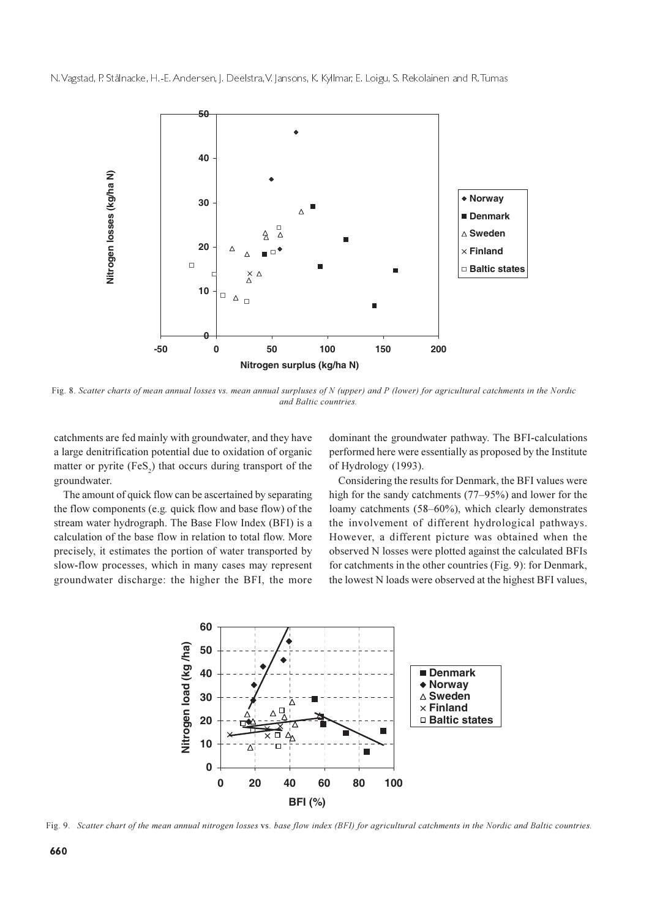Fig. 8. *Scatter charts of mean annual losses vs. mean annual surpluses of N (upper) and P (lower) for agricultural catchments in the Nordic and Baltic countries.*

catchments are fed mainly with groundwater, and they have a large denitrification potential due to oxidation of organic matter or pyrite ($FeS_2$) that occurs during transport of the groundwater.

The amount of quick flow can be ascertained by separating the flow components (e.g. quick flow and base flow) of the stream water hydrograph. The Base Flow Index (BFI) is a calculation of the base flow in relation to total flow. More precisely, it estimates the portion of water transported by slow-flow processes, which in many cases may represent groundwater discharge: the higher the BFI, the more dominant the groundwater pathway. The BFI-calculations performed here were essentially as proposed by the Institute of Hydrology (1993).

Considering the results for Denmark, the BFI values were high for the sandy catchments (77–95%) and lower for the loamy catchments (58–60%), which clearly demonstrates the involvement of different hydrological pathways. However, a different picture was obtained when the observed N losses were plotted against the calculated BFIs for catchments in the other countries (Fig. 9): for Denmark, the lowest N loads were observed at the highest BFI values,

Fig. 9. *Scatter chart of the mean annual nitrogen losses* vs. *base flow index (BFI) for agricultural catchments in the Nordic and Baltic countries.*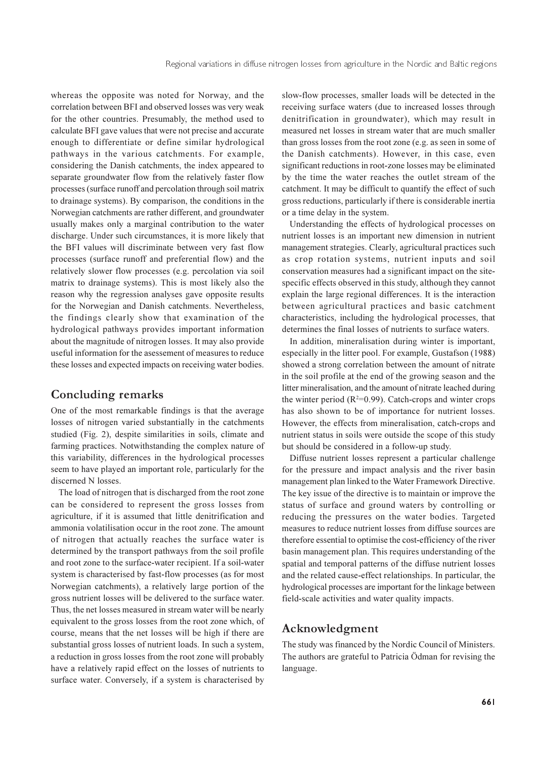whereas the opposite was noted for Norway, and the correlation between BFI and observed losses was very weak for the other countries. Presumably, the method used to calculate BFI gave values that were not precise and accurate enough to differentiate or define similar hydrological pathways in the various catchments. For example, considering the Danish catchments, the index appeared to separate groundwater flow from the relatively faster flow processes (surface runoff and percolation through soil matrix to drainage systems). By comparison, the conditions in the Norwegian catchments are rather different, and groundwater usually makes only a marginal contribution to the water discharge. Under such circumstances, it is more likely that the BFI values will discriminate between very fast flow processes (surface runoff and preferential flow) and the relatively slower flow processes (e.g. percolation via soil matrix to drainage systems). This is most likely also the reason why the regression analyses gave opposite results for the Norwegian and Danish catchments. Nevertheless, the findings clearly show that examination of the hydrological pathways provides important information about the magnitude of nitrogen losses. It may also provide useful information for the asessement of measures to reduce these losses and expected impacts on receiving water bodies.

## Concluding remarks

One of the most remarkable findings is that the average losses of nitrogen varied substantially in the catchments studied (Fig. 2), despite similarities in soils, climate and farming practices. Notwithstanding the complex nature of this variability, differences in the hydrological processes seem to have played an important role, particularly for the discerned N losses.

The load of nitrogen that is discharged from the root zone can be considered to represent the gross losses from agriculture, if it is assumed that little denitrification and ammonia volatilisation occur in the root zone. The amount of nitrogen that actually reaches the surface water is determined by the transport pathways from the soil profile and root zone to the surface-water recipient. If a soil-water system is characterised by fast-flow processes (as for most Norwegian catchments), a relatively large portion of the gross nutrient losses will be delivered to the surface water. Thus, the net losses measured in stream water will be nearly equivalent to the gross losses from the root zone which, of course, means that the net losses will be high if there are substantial gross losses of nutrient loads. In such a system, a reduction in gross losses from the root zone will probably have a relatively rapid effect on the losses of nutrients to surface water. Conversely, if a system is characterised by slow-flow processes, smaller loads will be detected in the receiving surface waters (due to increased losses through denitrification in groundwater), which may result in measured net losses in stream water that are much smaller than gross losses from the root zone (e.g. as seen in some of the Danish catchments). However, in this case, even significant reductions in root-zone losses may be eliminated by the time the water reaches the outlet stream of the catchment. It may be difficult to quantify the effect of such gross reductions, particularly if there is considerable inertia or a time delay in the system.

Understanding the effects of hydrological processes on nutrient losses is an important new dimension in nutrient management strategies. Clearly, agricultural practices such as crop rotation systems, nutrient inputs and soil conservation measures had a significant impact on the site-specific effects observed in this study, although they cannot explain the large regional differences. It is the interaction between agricultural practices and basic catchment characteristics, including the hydrological processes, that determines the final losses of nutrients to surface waters.

In addition, mineralisation during winter is important, especially in the litter pool. For example, Gustafson (1988) showed a strong correlation between the amount of nitrate in the soil profile at the end of the growing season and the litter mineralisation, and the amount of nitrate leached during the winter period ($R^2$=0.99). Catch-crops and winter crops has also shown to be of importance for nutrient losses. However, the effects from mineralisation, catch-crops and nutrient status in soils were outside the scope of this study but should be considered in a follow-up study.

Diffuse nutrient losses represent a particular challenge for the pressure and impact analysis and the river basin management plan linked to the Water Framework Directive. The key issue of the directive is to maintain or improve the status of surface and ground waters by controlling or reducing the pressures on the water bodies. Targeted measures to reduce nutrient losses from diffuse sources are therefore essential to optimise the cost-efficiency of the river basin management plan. This requires understanding of the spatial and temporal patterns of the diffuse nutrient losses and the related cause-effect relationships. In particular, the hydrological processes are important for the linkage between field-scale activities and water quality impacts.

## Acknowledgment

The study was financed by the Nordic Council of Ministers. The authors are grateful to Patricia Ödman for revising the language.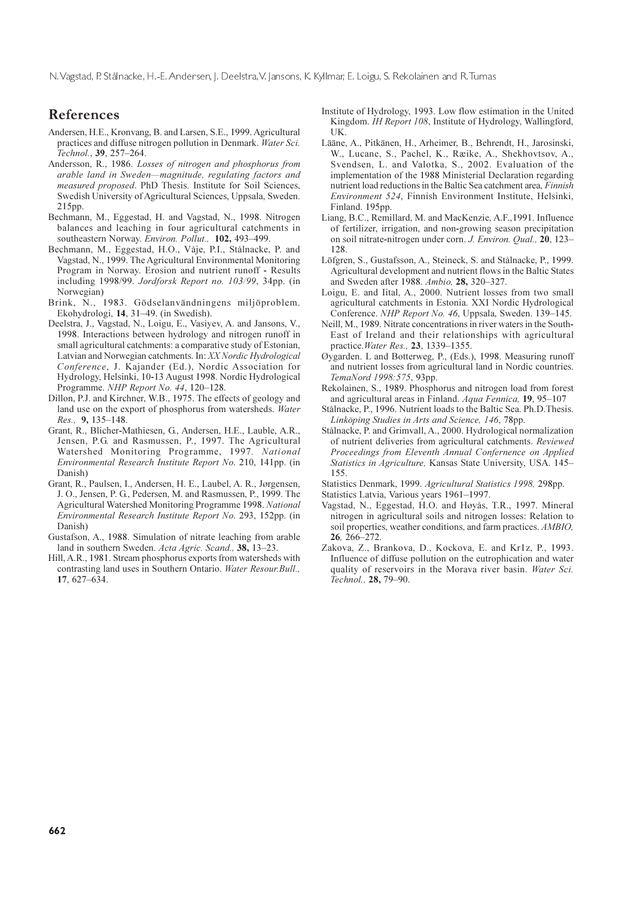## References

Andersen, H.E., Kronvang, B. and Larsen, S.E., 1999. Agricultural practices and diffuse nitrogen pollution in Denmark. *Water Sci. Technol.*, **39**, 257–264.

Andersson, R., 1986. *Losses of nitrogen and phosphorus from arable land in Sweden—magnitude, regulating factors and measured proposed*. PhD Thesis. Institute for Soil Sciences, Swedish University of Agricultural Sciences, Uppsala, Sweden. 215pp.

Bechmann, M., Eggestad, H. and Vagstad, N., 1998. Nitrogen balances and leaching in four agricultural catchments in southeastern Norway. *Environ. Pollut.,* **102,** 493–499.

Bechmann, M., Eggestad, H.O., Våje, P.I., Stålnacke, P. and Vagstad, N., 1999. The Agricultural Environmental Monitoring Program in Norway. Erosion and nutrient runoff - Results including 1998/99. *Jordforsk Report no. 103/99*, 34pp. (in Norwegian)

Brink, N., 1983. Gödselanvändningens miljöproblem. Ekohydrologi, **14**, 31–49. (in Swedish).

Deelstra, J., Vagstad, N., Loigu, E., Vasiyev, A. and Jansons, V., 1998. Interactions between hydrology and nitrogen runoff in small agricultural catchments: a comparative study of Estonian, Latvian and Norwegian catchments. In: *XX Nordic Hydrological Conference*, J. Kajander (Ed.), Nordic Association for Hydrology, Helsinki, 10-13 August 1998. Nordic Hydrological Programme. *NHP Report No. 44*, 120–128.

Dillon, P.J. and Kirchner, W.B., 1975. The effects of geology and land use on the export of phosphorus from watersheds. *Water Res.,* **9,** 135–148.

Grant, R., Blicher-Mathiesen, G., Andersen, H.E., Lauble, A.R., Jensen, P.G. and Rasmussen, P., 1997. The Agricultural Watershed Monitoring Programme, 1997. *National Environmental Research Institute Report No*. 210, 141pp. (in Danish)

Grant, R., Paulsen, I., Andersen, H. E., Laubel, A. R., Jørgensen, J. O., Jensen, P. G., Pedersen, M. and Rasmussen, P., 1999. The Agricultural Watershed Monitoring Programme 1998. *National Environmental Research Institute Report No*. 293, 152pp. (in Danish)

Gustafson, A., 1988. Simulation of nitrate leaching from arable land in southern Sweden. *Acta Agric. Scand.,* **38,** 13–23.

Hill, A.R., 1981. Stream phosphorus exports from watersheds with contrasting land uses in Southern Ontario. *Water Resour.Bull.,* **17**, 627–634.

Institute of Hydrology, 1993. Low flow estimation in the United Kingdom. *IH Report 108*, Institute of Hydrology, Wallingford, UK.

Lääne, A., Pitkänen, H., Arheimer, B., Behrendt, H., Jarosinski, W., Lucane, S., Pachel, K., Ræike, A., Shekhovtsov, A., Svendsen, L. and Valotka, S., 2002. Evaluation of the implementation of the 1988 Ministerial Declaration regarding nutrient load reductions in the Baltic Sea catchment area, *Finnish Environment 524*, Finnish Environment Institute, Helsinki, Finland. 195pp.

Liang, B.C., Remillard, M. and MacKenzie, A.F.,1991. Influence of fertilizer, irrigation, and non-growing season precipitation on soil nitrate-nitrogen under corn. *J. Environ. Qual.,* **20**, 123–128.

Löfgren, S., Gustafsson, A., Steineck, S. and Stålnacke, P., 1999. Agricultural development and nutrient flows in the Baltic States and Sweden after 1988. *Ambio,* **28,** 320–327.

Loigu, E. and Iital, A., 2000. Nutrient losses from two small agricultural catchments in Estonia. XXI Nordic Hydrological Conference. *NHP Report No. 46*, Uppsala, Sweden. 139–145.

Neill, M., 1989. Nitrate concentrations in river waters in the South-East of Ireland and their relationships with agricultural practice.*Water Res.,* **23**, 1339–1355.

Øygarden. L and Botterweg, P., (Eds.), 1998. Measuring runoff and nutrient losses from agricultural land in Nordic countries. *TemaNord 1998:575*, 93pp.

Rekolainen, S., 1989. Phosphorus and nitrogen load from forest and agricultural areas in Finland. *Aqua Fennica,* **19**, 95–107

Stålnacke, P., 1996. Nutrient loads to the Baltic Sea. Ph.D.Thesis. *Linköping Studies in Arts and Science, 146*, 78pp.

Stålnacke, P. and Grimvall, A., 2000. Hydrological normalization of nutrient deliveries from agricultural catchments. *Reviewed Proceedings from Eleventh Annual Confernence on Applied Statistics in Agriculture,* Kansas State University, USA. 145–155.

Statistics Denmark, 1999. *Agricultural Statistics 1998,* 298pp.

Statistics Latvia, Various years 1961–1997.

Vagstad, N., Eggestad, H.O. and Høyås, T.R., 1997. Mineral nitrogen in agricultural soils and nitrogen losses: Relation to soil properties, weather conditions, and farm practices. *AMBIO,* **26**, 266–272.

Zakova, Z., Brankova, D., Kockova, E. and Kr1z, P., 1993. Influence of diffuse pollution on the eutrophication and water quality of reservoirs in the Morava river basin. *Water Sci. Technol.,* **28,** 79–90.